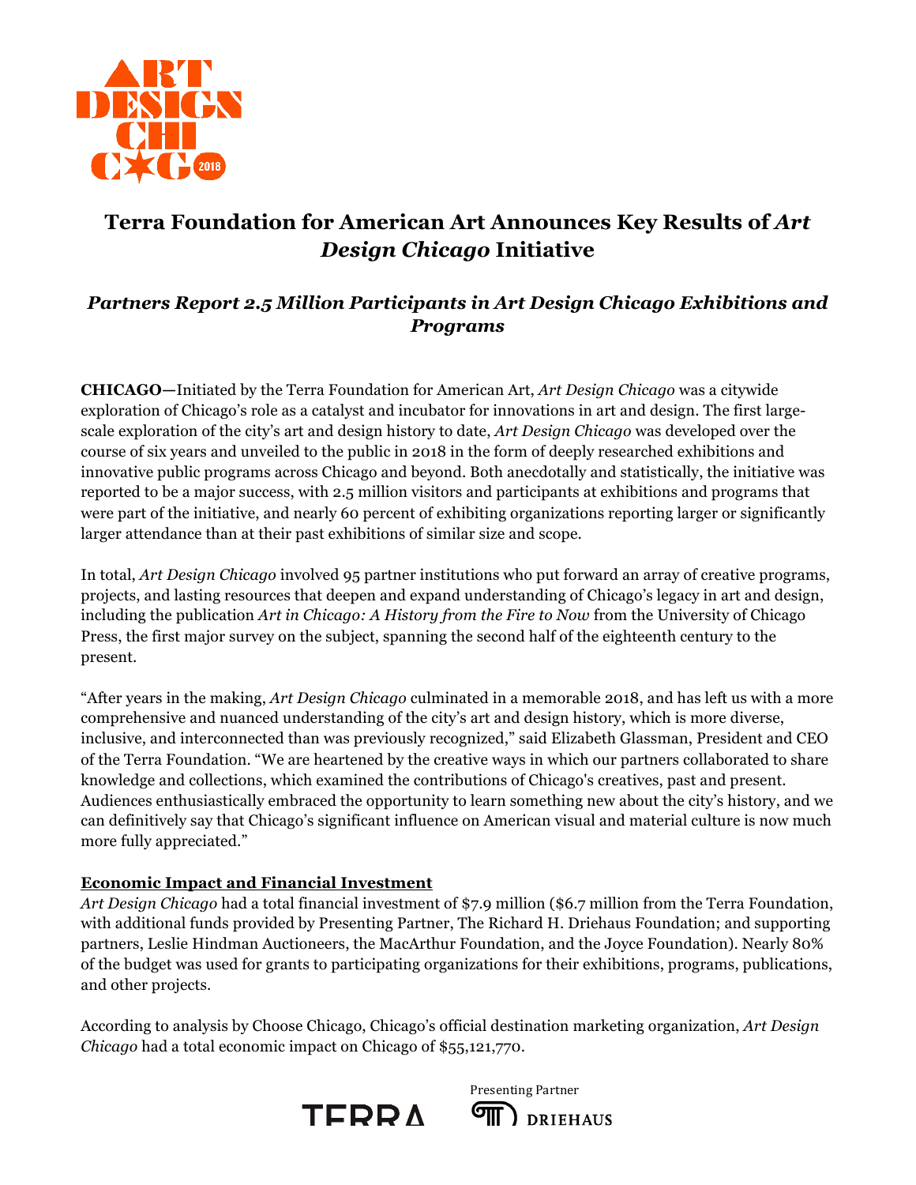# Terra Foundation for American Art Announces Key Results of *Art Design Chicago* Initiative

## *Partners Report 2.5 Million Participants in Art Design Chicago Exhibitions and Programs*

**CHICAGO—**Initiated by the Terra Foundation for American Art, *Art Design Chicago* was a citywide exploration of Chicago's role as a catalyst and incubator for innovations in art and design. The first large-scale exploration of the city's art and design history to date, *Art Design Chicago* was developed over the course of six years and unveiled to the public in 2018 in the form of deeply researched exhibitions and innovative public programs across Chicago and beyond. Both anecdotally and statistically, the initiative was reported to be a major success, with 2.5 million visitors and participants at exhibitions and programs that were part of the initiative, and nearly 60 percent of exhibiting organizations reporting larger or significantly larger attendance than at their past exhibitions of similar size and scope.

In total, *Art Design Chicago* involved 95 partner institutions who put forward an array of creative programs, projects, and lasting resources that deepen and expand understanding of Chicago's legacy in art and design, including the publication *Art in Chicago: A History from the Fire to Now* from the University of Chicago Press, the first major survey on the subject, spanning the second half of the eighteenth century to the present.

"After years in the making, *Art Design Chicago* culminated in a memorable 2018, and has left us with a more comprehensive and nuanced understanding of the city's art and design history, which is more diverse, inclusive, and interconnected than was previously recognized," said Elizabeth Glassman, President and CEO of the Terra Foundation. "We are heartened by the creative ways in which our partners collaborated to share knowledge and collections, which examined the contributions of Chicago's creatives, past and present. Audiences enthusiastically embraced the opportunity to learn something new about the city's history, and we can definitively say that Chicago's significant influence on American visual and material culture is now much more fully appreciated."

**Economic Impact and Financial Investment**

*Art Design Chicago* had a total financial investment of $7.9 million ($6.7 million from the Terra Foundation, with additional funds provided by Presenting Partner, The Richard H. Driehaus Foundation; and supporting partners, Leslie Hindman Auctioneers, the MacArthur Foundation, and the Joyce Foundation). Nearly 80% of the budget was used for grants to participating organizations for their exhibitions, programs, publications, and other projects.

According to analysis by Choose Chicago, Chicago's official destination marketing organization, *Art Design Chicago* had a total economic impact on Chicago of $55,121,770.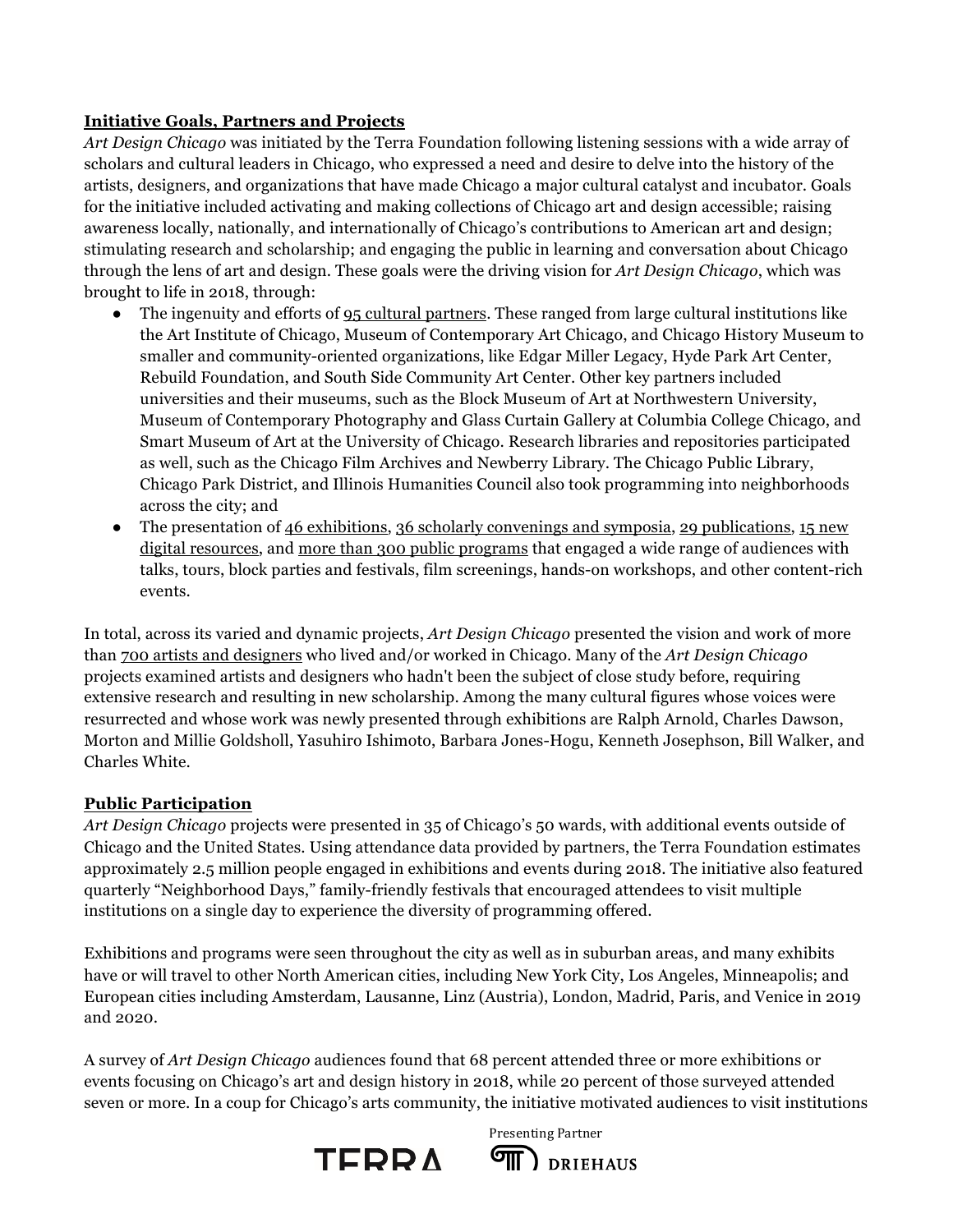**Initiative Goals, Partners and Projects**

*Art Design Chicago* was initiated by the Terra Foundation following listening sessions with a wide array of scholars and cultural leaders in Chicago, who expressed a need and desire to delve into the history of the artists, designers, and organizations that have made Chicago a major cultural catalyst and incubator. Goals for the initiative included activating and making collections of Chicago art and design accessible; raising awareness locally, nationally, and internationally of Chicago's contributions to American art and design; stimulating research and scholarship; and engaging the public in learning and conversation about Chicago through the lens of art and design. These goals were the driving vision for *Art Design Chicago*, which was brought to life in 2018, through:

- The ingenuity and efforts of 95 cultural partners. These ranged from large cultural institutions like the Art Institute of Chicago, Museum of Contemporary Art Chicago, and Chicago History Museum to smaller and community-oriented organizations, like Edgar Miller Legacy, Hyde Park Art Center, Rebuild Foundation, and South Side Community Art Center. Other key partners included universities and their museums, such as the Block Museum of Art at Northwestern University, Museum of Contemporary Photography and Glass Curtain Gallery at Columbia College Chicago, and Smart Museum of Art at the University of Chicago. Research libraries and repositories participated as well, such as the Chicago Film Archives and Newberry Library. The Chicago Public Library, Chicago Park District, and Illinois Humanities Council also took programming into neighborhoods across the city; and
- The presentation of 46 exhibitions, 36 scholarly convenings and symposia, 29 publications, 15 new digital resources, and more than 300 public programs that engaged a wide range of audiences with talks, tours, block parties and festivals, film screenings, hands-on workshops, and other content-rich events.

In total, across its varied and dynamic projects, *Art Design Chicago* presented the vision and work of more than 700 artists and designers who lived and/or worked in Chicago. Many of the *Art Design Chicago* projects examined artists and designers who hadn't been the subject of close study before, requiring extensive research and resulting in new scholarship. Among the many cultural figures whose voices were resurrected and whose work was newly presented through exhibitions are Ralph Arnold, Charles Dawson, Morton and Millie Goldsholl, Yasuhiro Ishimoto, Barbara Jones-Hogu, Kenneth Josephson, Bill Walker, and Charles White.

**Public Participation**

*Art Design Chicago* projects were presented in 35 of Chicago's 50 wards, with additional events outside of Chicago and the United States. Using attendance data provided by partners, the Terra Foundation estimates approximately 2.5 million people engaged in exhibitions and events during 2018. The initiative also featured quarterly "Neighborhood Days," family-friendly festivals that encouraged attendees to visit multiple institutions on a single day to experience the diversity of programming offered.

Exhibitions and programs were seen throughout the city as well as in suburban areas, and many exhibits have or will travel to other North American cities, including New York City, Los Angeles, Minneapolis; and European cities including Amsterdam, Lausanne, Linz (Austria), London, Madrid, Paris, and Venice in 2019 and 2020.

A survey of *Art Design Chicago* audiences found that 68 percent attended three or more exhibitions or events focusing on Chicago's art and design history in 2018, while 20 percent of those surveyed attended seven or more. In a coup for Chicago's arts community, the initiative motivated audiences to visit institutions

TERRA

Presenting Partner

DRIEHAUS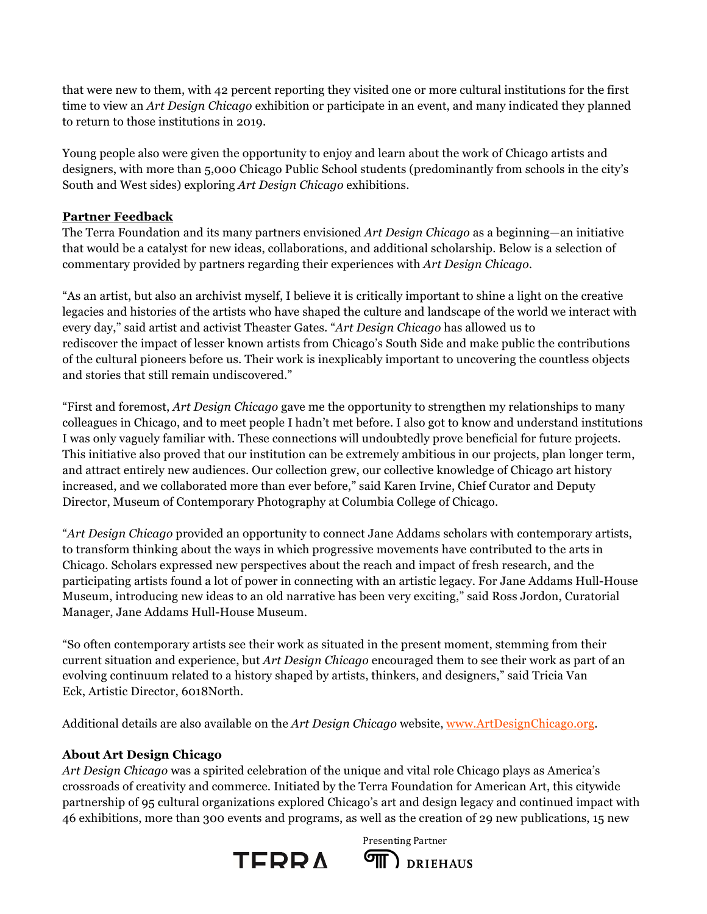that were new to them, with 42 percent reporting they visited one or more cultural institutions for the first time to view an *Art Design Chicago* exhibition or participate in an event, and many indicated they planned to return to those institutions in 2019.

Young people also were given the opportunity to enjoy and learn about the work of Chicago artists and designers, with more than 5,000 Chicago Public School students (predominantly from schools in the city's South and West sides) exploring *Art Design Chicago* exhibitions.

**Partner Feedback**

The Terra Foundation and its many partners envisioned *Art Design Chicago* as a beginning—an initiative that would be a catalyst for new ideas, collaborations, and additional scholarship. Below is a selection of commentary provided by partners regarding their experiences with *Art Design Chicago*.

"As an artist, but also an archivist myself, I believe it is critically important to shine a light on the creative legacies and histories of the artists who have shaped the culture and landscape of the world we interact with every day," said artist and activist Theaster Gates. "*Art Design Chicago* has allowed us to rediscover the impact of lesser known artists from Chicago's South Side and make public the contributions of the cultural pioneers before us. Their work is inexplicably important to uncovering the countless objects and stories that still remain undiscovered."

"First and foremost, *Art Design Chicago* gave me the opportunity to strengthen my relationships to many colleagues in Chicago, and to meet people I hadn't met before. I also got to know and understand institutions I was only vaguely familiar with. These connections will undoubtedly prove beneficial for future projects. This initiative also proved that our institution can be extremely ambitious in our projects, plan longer term, and attract entirely new audiences. Our collection grew, our collective knowledge of Chicago art history increased, and we collaborated more than ever before," said Karen Irvine, Chief Curator and Deputy Director, Museum of Contemporary Photography at Columbia College of Chicago.

"*Art Design Chicago* provided an opportunity to connect Jane Addams scholars with contemporary artists, to transform thinking about the ways in which progressive movements have contributed to the arts in Chicago. Scholars expressed new perspectives about the reach and impact of fresh research, and the participating artists found a lot of power in connecting with an artistic legacy. For Jane Addams Hull-House Museum, introducing new ideas to an old narrative has been very exciting," said Ross Jordon, Curatorial Manager, Jane Addams Hull-House Museum.

"So often contemporary artists see their work as situated in the present moment, stemming from their current situation and experience, but *Art Design Chicago* encouraged them to see their work as part of an evolving continuum related to a history shaped by artists, thinkers, and designers," said Tricia Van Eck, Artistic Director, 6018North.

Additional details are also available on the *Art Design Chicago* website, [www.ArtDesignChicago.org](www.ArtDesignChicago.org).

**About Art Design Chicago**

*Art Design Chicago* was a spirited celebration of the unique and vital role Chicago plays as America's crossroads of creativity and commerce. Initiated by the Terra Foundation for American Art, this citywide partnership of 95 cultural organizations explored Chicago's art and design legacy and continued impact with 46 exhibitions, more than 300 events and programs, as well as the creation of 29 new publications, 15 new

TERRA    Presenting Partner DRIEHAUS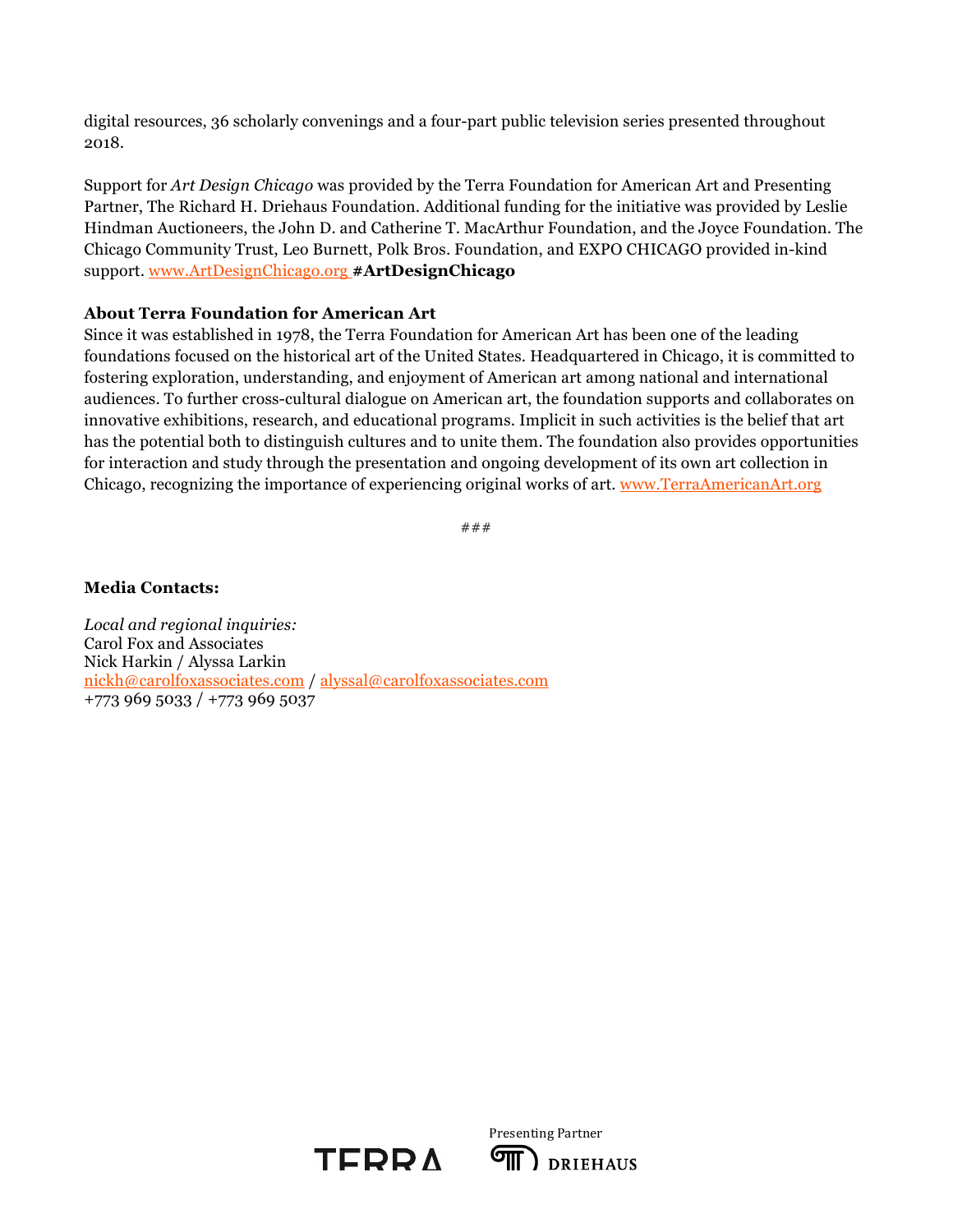digital resources, 36 scholarly convenings and a four-part public television series presented throughout 2018.

Support for *Art Design Chicago* was provided by the Terra Foundation for American Art and Presenting Partner, The Richard H. Driehaus Foundation. Additional funding for the initiative was provided by Leslie Hindman Auctioneers, the John D. and Catherine T. MacArthur Foundation, and the Joyce Foundation. The Chicago Community Trust, Leo Burnett, Polk Bros. Foundation, and EXPO CHICAGO provided in-kind support. www.ArtDesignChicago.org **#ArtDesignChicago**

**About Terra Foundation for American Art**

Since it was established in 1978, the Terra Foundation for American Art has been one of the leading foundations focused on the historical art of the United States. Headquartered in Chicago, it is committed to fostering exploration, understanding, and enjoyment of American art among national and international audiences. To further cross-cultural dialogue on American art, the foundation supports and collaborates on innovative exhibitions, research, and educational programs. Implicit in such activities is the belief that art has the potential both to distinguish cultures and to unite them. The foundation also provides opportunities for interaction and study through the presentation and ongoing development of its own art collection in Chicago, recognizing the importance of experiencing original works of art. www.TerraAmericanArt.org

###

**Media Contacts:**

*Local and regional inquiries:*
Carol Fox and Associates
Nick Harkin / Alyssa Larkin
nickh@carolfoxassociates.com / alyssal@carolfoxassociates.com
+773 969 5033 / +773 969 5037

TERRA

Presenting Partner
DRIEHAUS